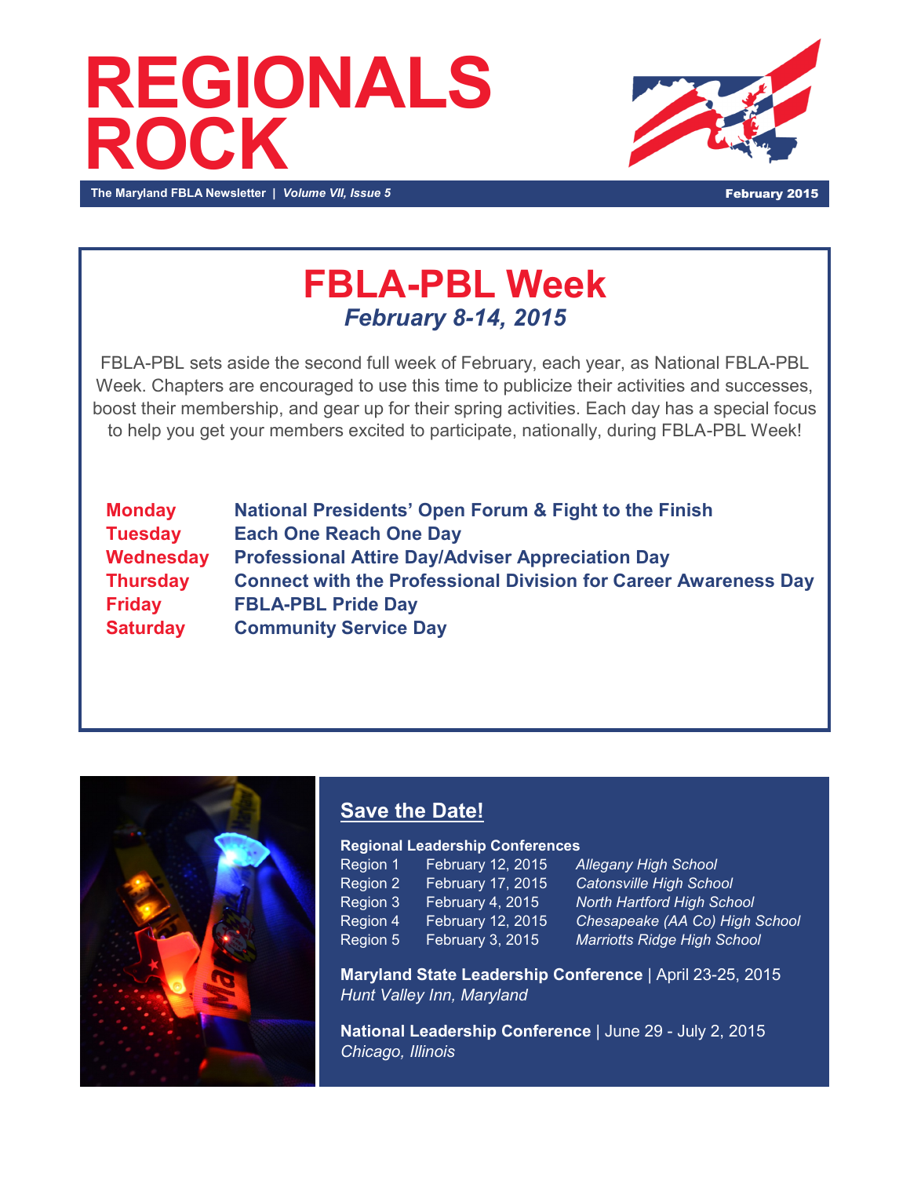# REGIONALS ROCK

**The Maryland FBLA Newsletter** | *Volume VII, Issue 5* **February 2015**

## FBLA-PBL Week

***February 8-14, 2015***

FBLA-PBL sets aside the second full week of February, each year, as National FBLA-PBL Week. Chapters are encouraged to use this time to publicize their activities and successes, boost their membership, and gear up for their spring activities. Each day has a special focus to help you get your members excited to participate, nationally, during FBLA-PBL Week!

| | |
|---|---|
| **Monday** | **National Presidents' Open Forum & Fight to the Finish** |
| **Tuesday** | **Each One Reach One Day** |
| **Wednesday** | **Professional Attire Day/Adviser Appreciation Day** |
| **Thursday** | **Connect with the Professional Division for Career Awareness Day** |
| **Friday** | **FBLA-PBL Pride Day** |
| **Saturday** | **Community Service Day** |

## Save the Date!

**Regional Leadership Conferences**

| | | |
|---|---|---|
| Region 1 | February 12, 2015 | *Allegany High School* |
| Region 2 | February 17, 2015 | *Catonsville High School* |
| Region 3 | February 4, 2015 | *North Hartford High School* |
| Region 4 | February 12, 2015 | *Chesapeake (AA Co) High School* |
| Region 5 | February 3, 2015 | *Marriotts Ridge High School* |

**Maryland State Leadership Conference** | April 23-25, 2015
*Hunt Valley Inn, Maryland*

**National Leadership Conference** | June 29 - July 2, 2015
*Chicago, Illinois*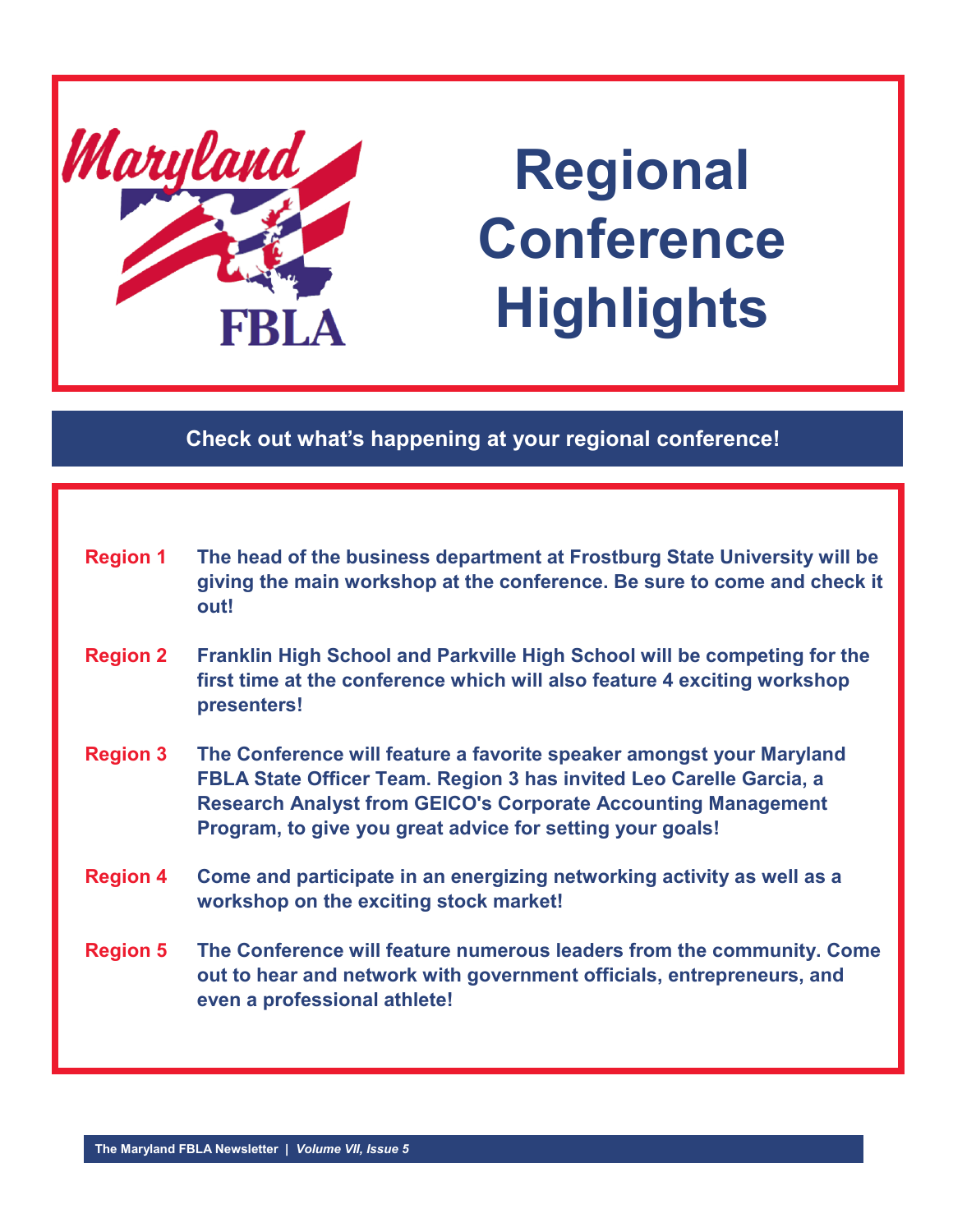# Regional Conference Highlights

**Check out what's happening at your regional conference!**

**Region 1** The head of the business department at Frostburg State University will be giving the main workshop at the conference. Be sure to come and check it out!

**Region 2** Franklin High School and Parkville High School will be competing for the first time at the conference which will also feature 4 exciting workshop presenters!

**Region 3** The Conference will feature a favorite speaker amongst your Maryland FBLA State Officer Team. Region 3 has invited Leo Carelle Garcia, a Research Analyst from GEICO's Corporate Accounting Management Program, to give you great advice for setting your goals!

**Region 4** Come and participate in an energizing networking activity as well as a workshop on the exciting stock market!

**Region 5** The Conference will feature numerous leaders from the community. Come out to hear and network with government officials, entrepreneurs, and even a professional athlete!